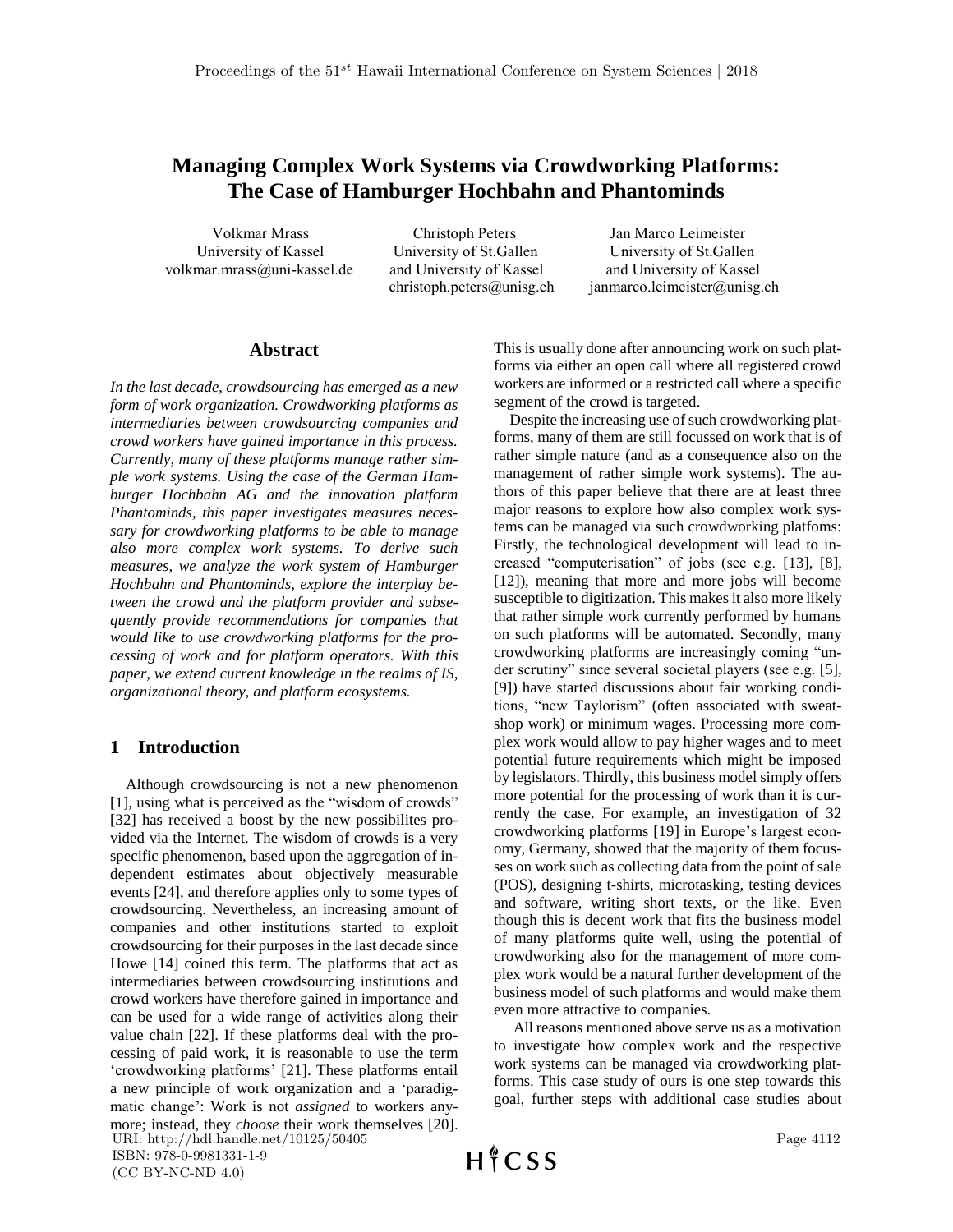# Managing Complex Work Systems via Crowdworking Platforms: The Case of Hamburger Hochbahn and Phantominds

Volkmar Mrass
University of Kassel
volkmar.mrass@uni-kassel.de

Christoph Peters
University of St.Gallen
and University of Kassel
christoph.peters@unisg.ch

Jan Marco Leimeister
University of St.Gallen
and University of Kassel
janmarco.leimeister@unisg.ch

## Abstract

*In the last decade, crowdsourcing has emerged as a new form of work organization. Crowdworking platforms as intermediaries between crowdsourcing companies and crowd workers have gained importance in this process. Currently, many of these platforms manage rather simple work systems. Using the case of the German Hamburger Hochbahn AG and the innovation platform Phantominds, this paper investigates measures necessary for crowdworking platforms to be able to manage also more complex work systems. To derive such measures, we analyze the work system of Hamburger Hochbahn and Phantominds, explore the interplay between the crowd and the platform provider and subsequently provide recommendations for companies that would like to use crowdworking platforms for the processing of work and for platform operators. With this paper, we extend current knowledge in the realms of IS, organizational theory, and platform ecosystems.*

## 1 Introduction

Although crowdsourcing is not a new phenomenon [1], using what is perceived as the "wisdom of crowds" [32] has received a boost by the new possibilites provided via the Internet. The wisdom of crowds is a very specific phenomenon, based upon the aggregation of independent estimates about objectively measurable events [24], and therefore applies only to some types of crowdsourcing. Nevertheless, an increasing amount of companies and other institutions started to exploit crowdsourcing for their purposes in the last decade since Howe [14] coined this term. The platforms that act as intermediaries between crowdsourcing institutions and crowd workers have therefore gained in importance and can be used for a wide range of activities along their value chain [22]. If these platforms deal with the processing of paid work, it is reasonable to use the term 'crowdworking platforms' [21]. These platforms entail a new principle of work organization and a 'paradigmatic change': Work is not *assigned* to workers anymore; instead, they *choose* their work themselves [20]. This is usually done after announcing work on such platforms via either an open call where all registered crowd workers are informed or a restricted call where a specific segment of the crowd is targeted.

Despite the increasing use of such crowdworking platforms, many of them are still focussed on work that is of rather simple nature (and as a consequence also on the management of rather simple work systems). The authors of this paper believe that there are at least three major reasons to explore how also complex work systems can be managed via such crowdworking platfoms: Firstly, the technological development will lead to increased "computerisation" of jobs (see e.g. [13], [8], [12]), meaning that more and more jobs will become susceptible to digitization. This makes it also more likely that rather simple work currently performed by humans on such platforms will be automated. Secondly, many crowdworking platforms are increasingly coming "under scrutiny" since several societal players (see e.g. [5], [9]) have started discussions about fair working conditions, "new Taylorism" (often associated with sweatshop work) or minimum wages. Processing more complex work would allow to pay higher wages and to meet potential future requirements which might be imposed by legislators. Thirdly, this business model simply offers more potential for the processing of work than it is currently the case. For example, an investigation of 32 crowdworking platforms [19] in Europe's largest economy, Germany, showed that the majority of them focusses on work such as collecting data from the point of sale (POS), designing t-shirts, microtasking, testing devices and software, writing short texts, or the like. Even though this is decent work that fits the business model of many platforms quite well, using the potential of crowdworking also for the management of more complex work would be a natural further development of the business model of such platforms and would make them even more attractive to companies.

All reasons mentioned above serve us as a motivation to investigate how complex work and the respective work systems can be managed via crowdworking platforms. This case study of ours is one step towards this goal, further steps with additional case studies about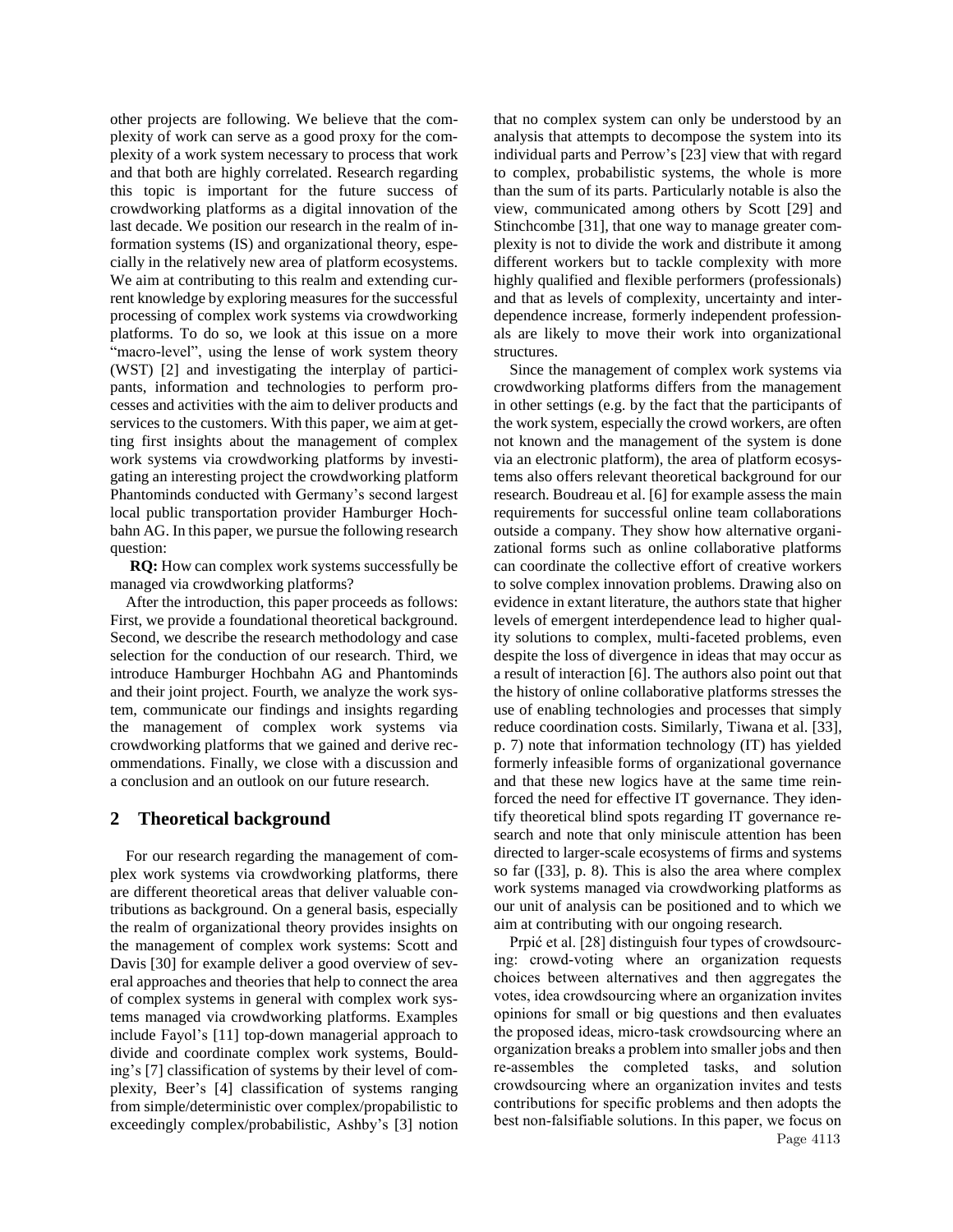other projects are following. We believe that the complexity of work can serve as a good proxy for the complexity of a work system necessary to process that work and that both are highly correlated. Research regarding this topic is important for the future success of crowdworking platforms as a digital innovation of the last decade. We position our research in the realm of information systems (IS) and organizational theory, especially in the relatively new area of platform ecosystems. We aim at contributing to this realm and extending current knowledge by exploring measures for the successful processing of complex work systems via crowdworking platforms. To do so, we look at this issue on a more "macro-level", using the lense of work system theory (WST) [2] and investigating the interplay of participants, information and technologies to perform processes and activities with the aim to deliver products and services to the customers. With this paper, we aim at getting first insights about the management of complex work systems via crowdworking platforms by investigating an interesting project the crowdworking platform Phantominds conducted with Germany's second largest local public transportation provider Hamburger Hochbahn AG. In this paper, we pursue the following research question:

**RQ:** How can complex work systems successfully be managed via crowdworking platforms?

After the introduction, this paper proceeds as follows: First, we provide a foundational theoretical background. Second, we describe the research methodology and case selection for the conduction of our research. Third, we introduce Hamburger Hochbahn AG and Phantominds and their joint project. Fourth, we analyze the work system, communicate our findings and insights regarding the management of complex work systems via crowdworking platforms that we gained and derive recommendations. Finally, we close with a discussion and a conclusion and an outlook on our future research.

## 2 Theoretical background

For our research regarding the management of complex work systems via crowdworking platforms, there are different theoretical areas that deliver valuable contributions as background. On a general basis, especially the realm of organizational theory provides insights on the management of complex work systems: Scott and Davis [30] for example deliver a good overview of several approaches and theories that help to connect the area of complex systems in general with complex work systems managed via crowdworking platforms. Examples include Fayol's [11] top-down managerial approach to divide and coordinate complex work systems, Boulding's [7] classification of systems by their level of complexity, Beer's [4] classification of systems ranging from simple/deterministic over complex/propabilistic to exceedingly complex/probabilistic, Ashby's [3] notion that no complex system can only be understood by an analysis that attempts to decompose the system into its individual parts and Perrow's [23] view that with regard to complex, probabilistic systems, the whole is more than the sum of its parts. Particularly notable is also the view, communicated among others by Scott [29] and Stinchcombe [31], that one way to manage greater complexity is not to divide the work and distribute it among different workers but to tackle complexity with more highly qualified and flexible performers (professionals) and that as levels of complexity, uncertainty and interdependence increase, formerly independent professionals are likely to move their work into organizational structures.

Since the management of complex work systems via crowdworking platforms differs from the management in other settings (e.g. by the fact that the participants of the work system, especially the crowd workers, are often not known and the management of the system is done via an electronic platform), the area of platform ecosystems also offers relevant theoretical background for our research. Boudreau et al. [6] for example assess the main requirements for successful online team collaborations outside a company. They show how alternative organizational forms such as online collaborative platforms can coordinate the collective effort of creative workers to solve complex innovation problems. Drawing also on evidence in extant literature, the authors state that higher levels of emergent interdependence lead to higher quality solutions to complex, multi-faceted problems, even despite the loss of divergence in ideas that may occur as a result of interaction [6]. The authors also point out that the history of online collaborative platforms stresses the use of enabling technologies and processes that simply reduce coordination costs. Similarly, Tiwana et al. [33], p. 7) note that information technology (IT) has yielded formerly infeasible forms of organizational governance and that these new logics have at the same time reinforced the need for effective IT governance. They identify theoretical blind spots regarding IT governance research and note that only miniscule attention has been directed to larger-scale ecosystems of firms and systems so far ([33], p. 8). This is also the area where complex work systems managed via crowdworking platforms as our unit of analysis can be positioned and to which we aim at contributing with our ongoing research.

Prpić et al. [28] distinguish four types of crowdsourcing: crowd-voting where an organization requests choices between alternatives and then aggregates the votes, idea crowdsourcing where an organization invites opinions for small or big questions and then evaluates the proposed ideas, micro-task crowdsourcing where an organization breaks a problem into smaller jobs and then re-assembles the completed tasks, and solution crowdsourcing where an organization invites and tests contributions for specific problems and then adopts the best non-falsifiable solutions. In this paper, we focus on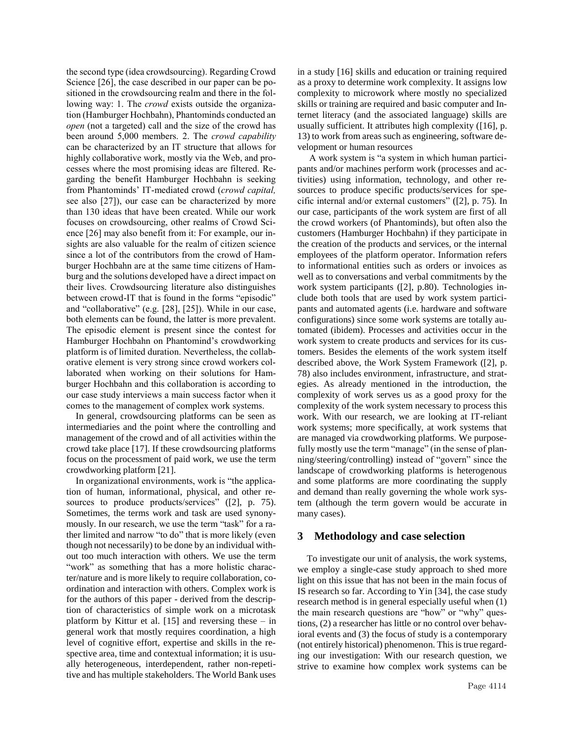the second type (idea crowdsourcing). Regarding Crowd Science [26], the case described in our paper can be positioned in the crowdsourcing realm and there in the following way: 1. The *crowd* exists outside the organization (Hamburger Hochbahn), Phantominds conducted an *open* (not a targeted) call and the size of the crowd has been around 5,000 members. 2. The *crowd capability* can be characterized by an IT structure that allows for highly collaborative work, mostly via the Web, and processes where the most promising ideas are filtered. Regarding the benefit Hamburger Hochbahn is seeking from Phantominds' IT-mediated crowd (*crowd capital,* see also [27]), our case can be characterized by more than 130 ideas that have been created. While our work focuses on crowdsourcing, other realms of Crowd Science [26] may also benefit from it: For example, our insights are also valuable for the realm of citizen science since a lot of the contributors from the crowd of Hamburger Hochbahn are at the same time citizens of Hamburg and the solutions developed have a direct impact on their lives. Crowdsourcing literature also distinguishes between crowd-IT that is found in the forms "episodic" and "collaborative" (e.g. [28], [25]). While in our case, both elements can be found, the latter is more prevalent. The episodic element is present since the contest for Hamburger Hochbahn on Phantomind's crowdworking platform is of limited duration. Nevertheless, the collaborative element is very strong since crowd workers collaborated when working on their solutions for Hamburger Hochbahn and this collaboration is according to our case study interviews a main success factor when it comes to the management of complex work systems.

In general, crowdsourcing platforms can be seen as intermediaries and the point where the controlling and management of the crowd and of all activities within the crowd take place [17]. If these crowdsourcing platforms focus on the processment of paid work, we use the term crowdworking platform [21].

In organizational environments, work is "the application of human, informational, physical, and other resources to produce products/services" ([2], p. 75). Sometimes, the terms work and task are used synonymously. In our research, we use the term "task" for a rather limited and narrow "to do" that is more likely (even though not necessarily) to be done by an individual without too much interaction with others. We use the term "work" as something that has a more holistic character/nature and is more likely to require collaboration, coordination and interaction with others. Complex work is for the authors of this paper - derived from the description of characteristics of simple work on a microtask platform by Kittur et al. [15] and reversing these – in general work that mostly requires coordination, a high level of cognitive effort, expertise and skills in the respective area, time and contextual information; it is usually heterogeneous, interdependent, rather non-repetitive and has multiple stakeholders. The World Bank uses in a study [16] skills and education or training required as a proxy to determine work complexity. It assigns low complexity to microwork where mostly no specialized skills or training are required and basic computer and Internet literacy (and the associated language) skills are usually sufficient. It attributes high complexity ([16], p. 13) to work from areas such as engineering, software development or human resources

A work system is "a system in which human participants and/or machines perform work (processes and activities) using information, technology, and other resources to produce specific products/services for specific internal and/or external customers" ([2], p. 75). In our case, participants of the work system are first of all the crowd workers (of Phantominds), but often also the customers (Hamburger Hochbahn) if they participate in the creation of the products and services, or the internal employees of the platform operator. Information refers to informational entities such as orders or invoices as well as to conversations and verbal commitments by the work system participants ([2], p.80). Technologies include both tools that are used by work system participants and automated agents (i.e. hardware and software configurations) since some work systems are totally automated (ibidem). Processes and activities occur in the work system to create products and services for its customers. Besides the elements of the work system itself described above, the Work System Framework ([2], p. 78) also includes environment, infrastructure, and strategies. As already mentioned in the introduction, the complexity of work serves us as a good proxy for the complexity of the work system necessary to process this work. With our research, we are looking at IT-reliant work systems; more specifically, at work systems that are managed via crowdworking platforms. We purposefully mostly use the term "manage" (in the sense of planning/steering/controlling) instead of "govern" since the landscape of crowdworking platforms is heterogenous and some platforms are more coordinating the supply and demand than really governing the whole work system (although the term govern would be accurate in many cases).

## 3 Methodology and case selection

To investigate our unit of analysis, the work systems, we employ a single-case study approach to shed more light on this issue that has not been in the main focus of IS research so far. According to Yin [34], the case study research method is in general especially useful when (1) the main research questions are "how" or "why" questions, (2) a researcher has little or no control over behavioral events and (3) the focus of study is a contemporary (not entirely historical) phenomenon. This is true regarding our investigation: With our research question, we strive to examine how complex work systems can be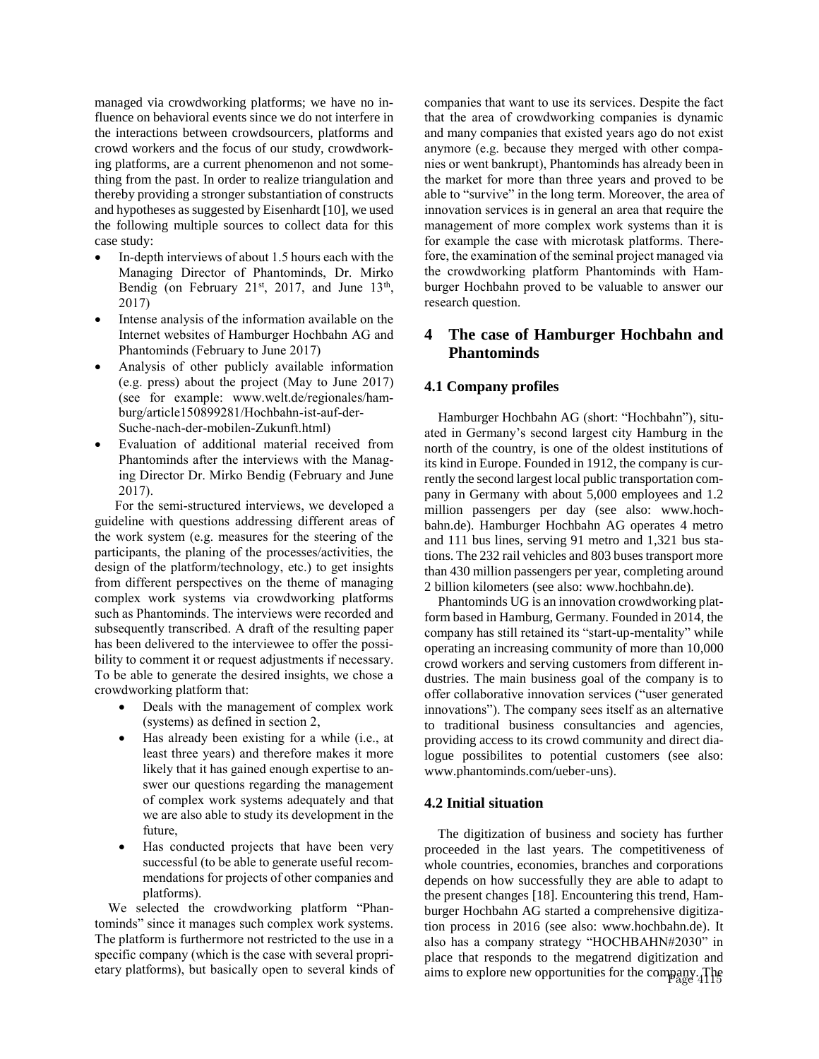managed via crowdworking platforms; we have no influence on behavioral events since we do not interfere in the interactions between crowdsourcers, platforms and crowd workers and the focus of our study, crowdworking platforms, are a current phenomenon and not something from the past. In order to realize triangulation and thereby providing a stronger substantiation of constructs and hypotheses as suggested by Eisenhardt [10], we used the following multiple sources to collect data for this case study:

- In-depth interviews of about 1.5 hours each with the Managing Director of Phantominds, Dr. Mirko Bendig (on February 21st, 2017, and June 13th, 2017)
- Intense analysis of the information available on the Internet websites of Hamburger Hochbahn AG and Phantominds (February to June 2017)
- Analysis of other publicly available information (e.g. press) about the project (May to June 2017) (see for example: www.welt.de/regionales/hamburg/article150899281/Hochbahn-ist-auf-der-Suche-nach-der-mobilen-Zukunft.html)
- Evaluation of additional material received from Phantominds after the interviews with the Managing Director Dr. Mirko Bendig (February and June 2017).

For the semi-structured interviews, we developed a guideline with questions addressing different areas of the work system (e.g. measures for the steering of the participants, the planing of the processes/activities, the design of the platform/technology, etc.) to get insights from different perspectives on the theme of managing complex work systems via crowdworking platforms such as Phantominds. The interviews were recorded and subsequently transcribed. A draft of the resulting paper has been delivered to the interviewee to offer the possibility to comment it or request adjustments if necessary. To be able to generate the desired insights, we chose a crowdworking platform that:

- Deals with the management of complex work (systems) as defined in section 2,
- Has already been existing for a while (i.e., at least three years) and therefore makes it more likely that it has gained enough expertise to answer our questions regarding the management of complex work systems adequately and that we are also able to study its development in the future,
- Has conducted projects that have been very successful (to be able to generate useful recommendations for projects of other companies and platforms).

We selected the crowdworking platform "Phantominds" since it manages such complex work systems. The platform is furthermore not restricted to the use in a specific company (which is the case with several proprietary platforms), but basically open to several kinds of companies that want to use its services. Despite the fact that the area of crowdworking companies is dynamic and many companies that existed years ago do not exist anymore (e.g. because they merged with other companies or went bankrupt), Phantominds has already been in the market for more than three years and proved to be able to "survive" in the long term. Moreover, the area of innovation services is in general an area that require the management of more complex work systems than it is for example the case with microtask platforms. Therefore, the examination of the seminal project managed via the crowdworking platform Phantominds with Hamburger Hochbahn proved to be valuable to answer our research question.

# 4 The case of Hamburger Hochbahn and Phantominds

## 4.1 Company profiles

Hamburger Hochbahn AG (short: "Hochbahn"), situated in Germany's second largest city Hamburg in the north of the country, is one of the oldest institutions of its kind in Europe. Founded in 1912, the company is currently the second largest local public transportation company in Germany with about 5,000 employees and 1.2 million passengers per day (see also: www.hochbahn.de). Hamburger Hochbahn AG operates 4 metro and 111 bus lines, serving 91 metro and 1,321 bus stations. The 232 rail vehicles and 803 buses transport more than 430 million passengers per year, completing around 2 billion kilometers (see also: www.hochbahn.de).

Phantominds UG is an innovation crowdworking platform based in Hamburg, Germany. Founded in 2014, the company has still retained its "start-up-mentality" while operating an increasing community of more than 10,000 crowd workers and serving customers from different industries. The main business goal of the company is to offer collaborative innovation services ("user generated innovations"). The company sees itself as an alternative to traditional business consultancies and agencies, providing access to its crowd community and direct dialogue possibilites to potential customers (see also: www.phantominds.com/ueber-uns).

## 4.2 Initial situation

The digitization of business and society has further proceeded in the last years. The competitiveness of whole countries, economies, branches and corporations depends on how successfully they are able to adapt to the present changes [18]. Encountering this trend, Hamburger Hochbahn AG started a comprehensive digitization process in 2016 (see also: www.hochbahn.de). It also has a company strategy "HOCHBAHN#2030" in place that responds to the megatrend digitization and aims to explore new opportunities for the company. The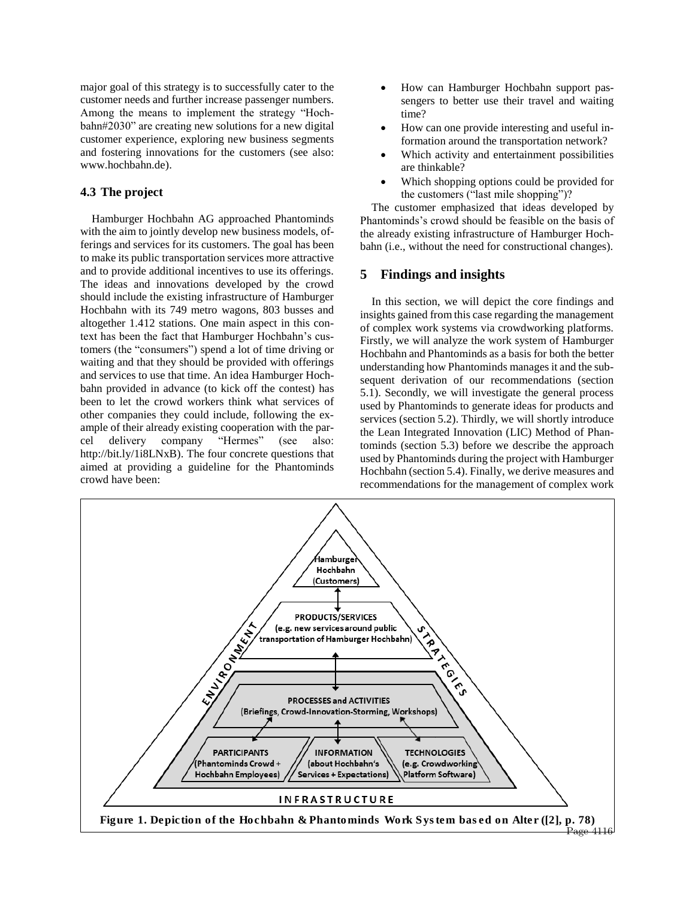major goal of this strategy is to successfully cater to the customer needs and further increase passenger numbers. Among the means to implement the strategy "Hochbahn#2030" are creating new solutions for a new digital customer experience, exploring new business segments and fostering innovations for the customers (see also: www.hochbahn.de).

### 4.3 The project

Hamburger Hochbahn AG approached Phantominds with the aim to jointly develop new business models, offerings and services for its customers. The goal has been to make its public transportation services more attractive and to provide additional incentives to use its offerings. The ideas and innovations developed by the crowd should include the existing infrastructure of Hamburger Hochbahn with its 749 metro wagons, 803 busses and altogether 1.412 stations. One main aspect in this context has been the fact that Hamburger Hochbahn's customers (the "consumers") spend a lot of time driving or waiting and that they should be provided with offerings and services to use that time. An idea Hamburger Hochbahn provided in advance (to kick off the contest) has been to let the crowd workers think what services of other companies they could include, following the example of their already existing cooperation with the parcel delivery company "Hermes" (see also: http://bit.ly/1i8LNxB). The four concrete questions that aimed at providing a guideline for the Phantominds crowd have been:

- How can Hamburger Hochbahn support passengers to better use their travel and waiting time?
- How can one provide interesting and useful information around the transportation network?
- Which activity and entertainment possibilities are thinkable?
- Which shopping options could be provided for the customers ("last mile shopping")?

The customer emphasized that ideas developed by Phantominds's crowd should be feasible on the basis of the already existing infrastructure of Hamburger Hochbahn (i.e., without the need for constructional changes).

## 5 Findings and insights

In this section, we will depict the core findings and insights gained from this case regarding the management of complex work systems via crowdworking platforms. Firstly, we will analyze the work system of Hamburger Hochbahn and Phantominds as a basis for both the better understanding how Phantominds manages it and the subsequent derivation of our recommendations (section 5.1). Secondly, we will investigate the general process used by Phantominds to generate ideas for products and services (section 5.2). Thirdly, we will shortly introduce the Lean Integrated Innovation (LIC) Method of Phantominds (section 5.3) before we describe the approach used by Phantominds during the project with Hamburger Hochbahn (section 5.4). Finally, we derive measures and recommendations for the management of complex work

**Figure 1. Depiction of the Hochbahn & Phantominds Work System based on Alter ([2], p. 78)**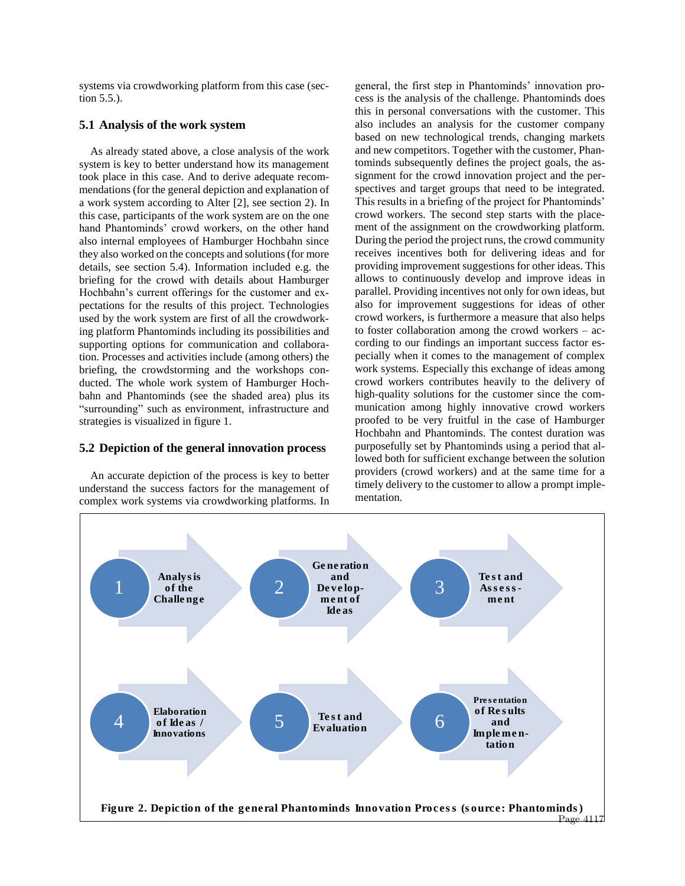systems via crowdworking platform from this case (section 5.5.).

### 5.1 Analysis of the work system

As already stated above, a close analysis of the work system is key to better understand how its management took place in this case. And to derive adequate recommendations (for the general depiction and explanation of a work system according to Alter [2], see section 2). In this case, participants of the work system are on the one hand Phantominds' crowd workers, on the other hand also internal employees of Hamburger Hochbahn since they also worked on the concepts and solutions (for more details, see section 5.4). Information included e.g. the briefing for the crowd with details about Hamburger Hochbahn's current offerings for the customer and expectations for the results of this project. Technologies used by the work system are first of all the crowdworking platform Phantominds including its possibilities and supporting options for communication and collaboration. Processes and activities include (among others) the briefing, the crowdstorming and the workshops conducted. The whole work system of Hamburger Hochbahn and Phantominds (see the shaded area) plus its "surrounding" such as environment, infrastructure and strategies is visualized in figure 1.

### 5.2 Depiction of the general innovation process

An accurate depiction of the process is key to better understand the success factors for the management of complex work systems via crowdworking platforms. In general, the first step in Phantominds' innovation process is the analysis of the challenge. Phantominds does this in personal conversations with the customer. This also includes an analysis for the customer company based on new technological trends, changing markets and new competitors. Together with the customer, Phantominds subsequently defines the project goals, the assignment for the crowd innovation project and the perspectives and target groups that need to be integrated. This results in a briefing of the project for Phantominds' crowd workers. The second step starts with the placement of the assignment on the crowdworking platform. During the period the project runs, the crowd community receives incentives both for delivering ideas and for providing improvement suggestions for other ideas. This allows to continuously develop and improve ideas in parallel. Providing incentives not only for own ideas, but also for improvement suggestions for ideas of other crowd workers, is furthermore a measure that also helps to foster collaboration among the crowd workers – according to our findings an important success factor especially when it comes to the management of complex work systems. Especially this exchange of ideas among crowd workers contributes heavily to the delivery of high-quality solutions for the customer since the communication among highly innovative crowd workers proofed to be very fruitful in the case of Hamburger Hochbahn and Phantominds. The contest duration was purposefully set by Phantominds using a period that allowed both for sufficient exchange between the solution providers (crowd workers) and at the same time for a timely delivery to the customer to allow a prompt implementation.

1. Analysis of the Challenge
2. Generation and Development of Ideas
3. Test and Assessment
4. Elaboration of Ideas / Innovations
5. Test and Evaluation
6. Presentation of Results and Implementation

**Figure 2. Depiction of the general Phantominds Innovation Process (source: Phantominds)**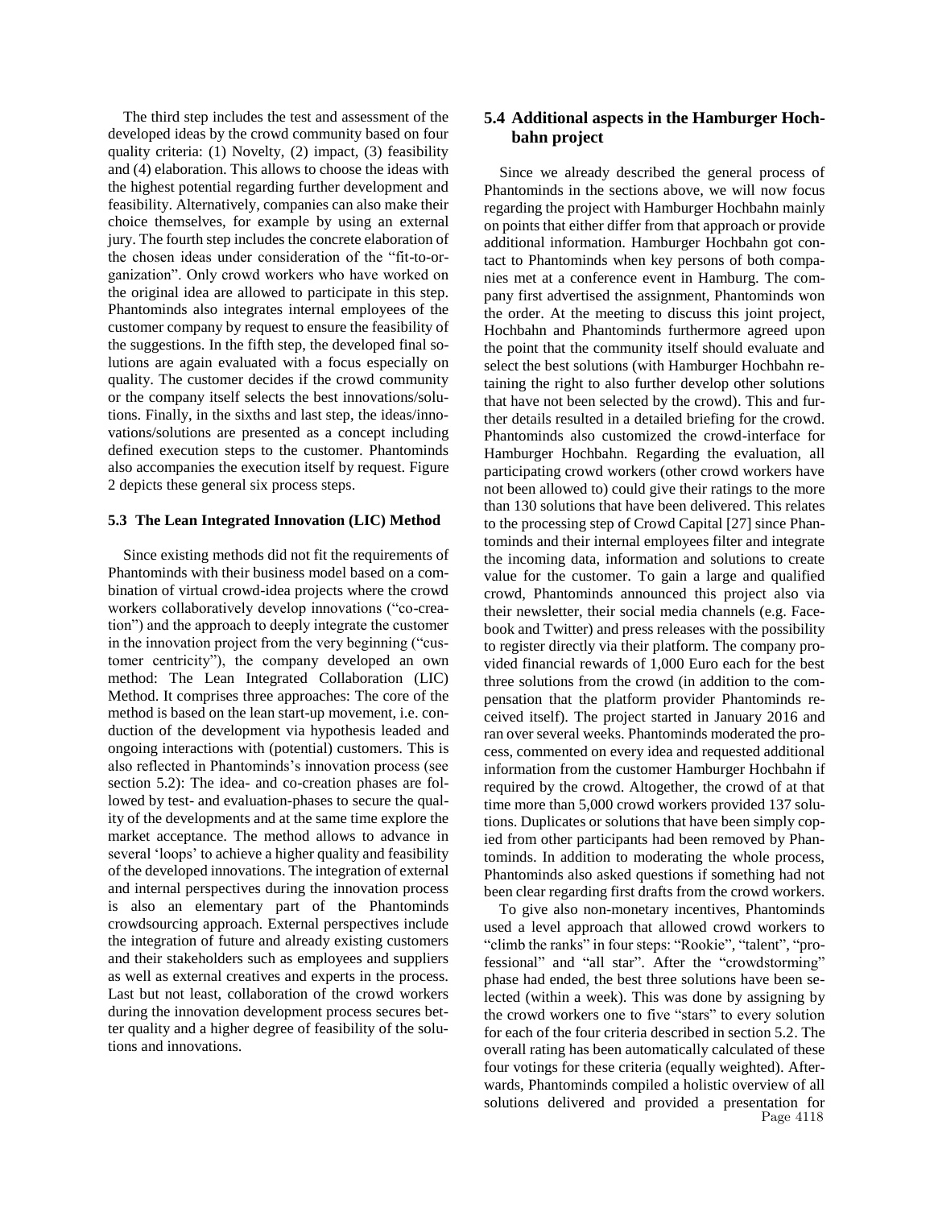The third step includes the test and assessment of the developed ideas by the crowd community based on four quality criteria: (1) Novelty, (2) impact, (3) feasibility and (4) elaboration. This allows to choose the ideas with the highest potential regarding further development and feasibility. Alternatively, companies can also make their choice themselves, for example by using an external jury. The fourth step includes the concrete elaboration of the chosen ideas under consideration of the "fit-to-organization". Only crowd workers who have worked on the original idea are allowed to participate in this step. Phantominds also integrates internal employees of the customer company by request to ensure the feasibility of the suggestions. In the fifth step, the developed final solutions are again evaluated with a focus especially on quality. The customer decides if the crowd community or the company itself selects the best innovations/solutions. Finally, in the sixths and last step, the ideas/innovations/solutions are presented as a concept including defined execution steps to the customer. Phantominds also accompanies the execution itself by request. Figure 2 depicts these general six process steps.

### 5.3 The Lean Integrated Innovation (LIC) Method

Since existing methods did not fit the requirements of Phantominds with their business model based on a combination of virtual crowd-idea projects where the crowd workers collaboratively develop innovations ("co-creation") and the approach to deeply integrate the customer in the innovation project from the very beginning ("customer centricity"), the company developed an own method: The Lean Integrated Collaboration (LIC) Method. It comprises three approaches: The core of the method is based on the lean start-up movement, i.e. conduction of the development via hypothesis leaded and ongoing interactions with (potential) customers. This is also reflected in Phantominds's innovation process (see section 5.2): The idea- and co-creation phases are followed by test- and evaluation-phases to secure the quality of the developments and at the same time explore the market acceptance. The method allows to advance in several 'loops' to achieve a higher quality and feasibility of the developed innovations. The integration of external and internal perspectives during the innovation process is also an elementary part of the Phantominds crowdsourcing approach. External perspectives include the integration of future and already existing customers and their stakeholders such as employees and suppliers as well as external creatives and experts in the process. Last but not least, collaboration of the crowd workers during the innovation development process secures better quality and a higher degree of feasibility of the solutions and innovations.

## 5.4 Additional aspects in the Hamburger Hochbahn project

Since we already described the general process of Phantominds in the sections above, we will now focus regarding the project with Hamburger Hochbahn mainly on points that either differ from that approach or provide additional information. Hamburger Hochbahn got contact to Phantominds when key persons of both companies met at a conference event in Hamburg. The company first advertised the assignment, Phantominds won the order. At the meeting to discuss this joint project, Hochbahn and Phantominds furthermore agreed upon the point that the community itself should evaluate and select the best solutions (with Hamburger Hochbahn retaining the right to also further develop other solutions that have not been selected by the crowd). This and further details resulted in a detailed briefing for the crowd. Phantominds also customized the crowd-interface for Hamburger Hochbahn. Regarding the evaluation, all participating crowd workers (other crowd workers have not been allowed to) could give their ratings to the more than 130 solutions that have been delivered. This relates to the processing step of Crowd Capital [27] since Phantominds and their internal employees filter and integrate the incoming data, information and solutions to create value for the customer. To gain a large and qualified crowd, Phantominds announced this project also via their newsletter, their social media channels (e.g. Facebook and Twitter) and press releases with the possibility to register directly via their platform. The company provided financial rewards of 1,000 Euro each for the best three solutions from the crowd (in addition to the compensation that the platform provider Phantominds received itself). The project started in January 2016 and ran over several weeks. Phantominds moderated the process, commented on every idea and requested additional information from the customer Hamburger Hochbahn if required by the crowd. Altogether, the crowd of at that time more than 5,000 crowd workers provided 137 solutions. Duplicates or solutions that have been simply copied from other participants had been removed by Phantominds. In addition to moderating the whole process, Phantominds also asked questions if something had not been clear regarding first drafts from the crowd workers.

To give also non-monetary incentives, Phantominds used a level approach that allowed crowd workers to "climb the ranks" in four steps: "Rookie", "talent", "professional" and "all star". After the "crowdstorming" phase had ended, the best three solutions have been selected (within a week). This was done by assigning by the crowd workers one to five "stars" to every solution for each of the four criteria described in section 5.2. The overall rating has been automatically calculated of these four votings for these criteria (equally weighted). Afterwards, Phantominds compiled a holistic overview of all solutions delivered and provided a presentation for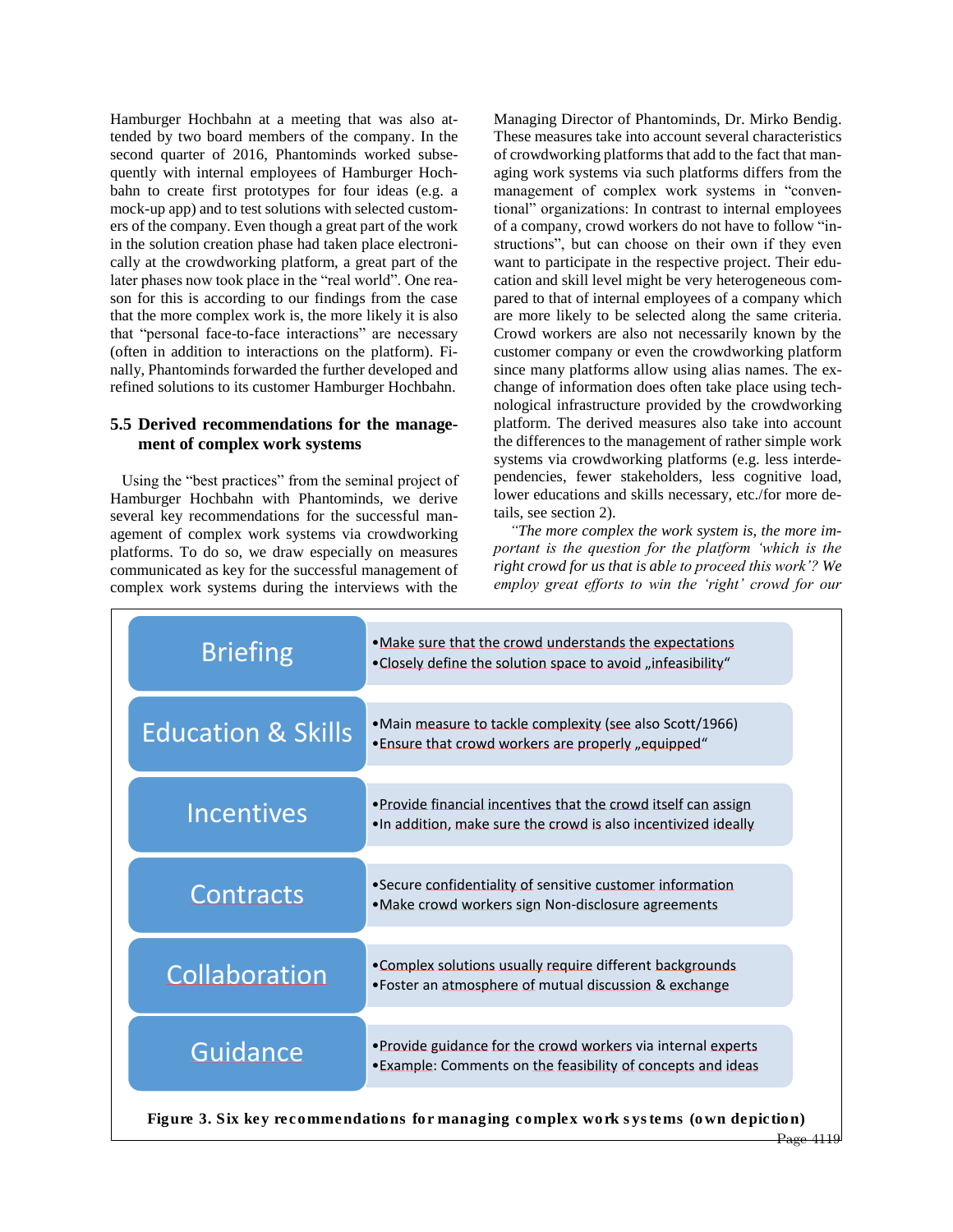Hamburger Hochbahn at a meeting that was also attended by two board members of the company. In the second quarter of 2016, Phantominds worked subsequently with internal employees of Hamburger Hochbahn to create first prototypes for four ideas (e.g. a mock-up app) and to test solutions with selected customers of the company. Even though a great part of the work in the solution creation phase had taken place electronically at the crowdworking platform, a great part of the later phases now took place in the "real world". One reason for this is according to our findings from the case that the more complex work is, the more likely it is also that "personal face-to-face interactions" are necessary (often in addition to interactions on the platform). Finally, Phantominds forwarded the further developed and refined solutions to its customer Hamburger Hochbahn.

### 5.5 Derived recommendations for the management of complex work systems

Using the "best practices" from the seminal project of Hamburger Hochbahn with Phantominds, we derive several key recommendations for the successful management of complex work systems via crowdworking platforms. To do so, we draw especially on measures communicated as key for the successful management of complex work systems during the interviews with the Managing Director of Phantominds, Dr. Mirko Bendig. These measures take into account several characteristics of crowdworking platforms that add to the fact that managing work systems via such platforms differs from the management of complex work systems in "conventional" organizations: In contrast to internal employees of a company, crowd workers do not have to follow "instructions", but can choose on their own if they even want to participate in the respective project. Their education and skill level might be very heterogeneous compared to that of internal employees of a company which are more likely to be selected along the same criteria. Crowd workers are also not necessarily known by the customer company or even the crowdworking platform since many platforms allow using alias names. The exchange of information does often take place using technological infrastructure provided by the crowdworking platform. The derived measures also take into account the differences to the management of rather simple work systems via crowdworking platforms (e.g. less interdependencies, fewer stakeholders, less cognitive load, lower educations and skills necessary, etc./for more details, see section 2).

*"The more complex the work system is, the more important is the question for the platform 'which is the right crowd for us that is able to proceed this work'? We employ great efforts to win the 'right' crowd for our*

| | |
|---|---|
| **Briefing** | • Make sure that the crowd understands the expectations<br>• Closely define the solution space to avoid „infeasibility" |
| **Education & Skills** | • Main measure to tackle complexity (see also Scott/1966)<br>• Ensure that crowd workers are properly „equipped" |
| **Incentives** | • Provide financial incentives that the crowd itself can assign<br>• In addition, make sure the crowd is also incentivized ideally |
| **Contracts** | • Secure confidentiality of sensitive customer information<br>• Make crowd workers sign Non-disclosure agreements |
| **Collaboration** | • Complex solutions usually require different backgrounds<br>• Foster an atmosphere of mutual discussion & exchange |
| **Guidance** | • Provide guidance for the crowd workers via internal experts<br>• Example: Comments on the feasibility of concepts and ideas |

**Figure 3. Six key recommendations for managing complex work systems (own depiction)**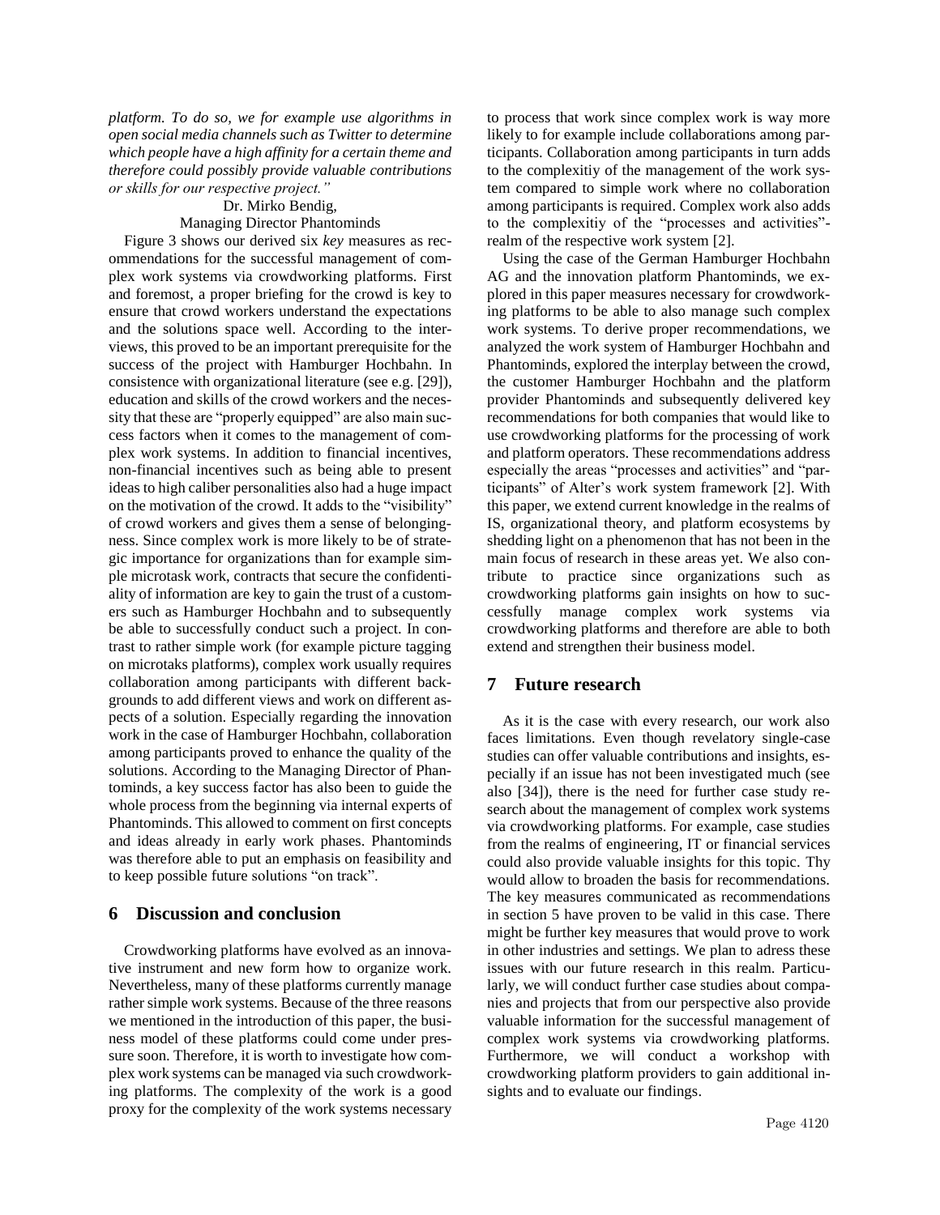*platform. To do so, we for example use algorithms in open social media channels such as Twitter to determine which people have a high affinity for a certain theme and therefore could possibly provide valuable contributions or skills for our respective project."*

Dr. Mirko Bendig,
Managing Director Phantominds

Figure 3 shows our derived six *key* measures as recommendations for the successful management of complex work systems via crowdworking platforms. First and foremost, a proper briefing for the crowd is key to ensure that crowd workers understand the expectations and the solutions space well. According to the interviews, this proved to be an important prerequisite for the success of the project with Hamburger Hochbahn. In consistence with organizational literature (see e.g. [29]), education and skills of the crowd workers and the necessity that these are "properly equipped" are also main success factors when it comes to the management of complex work systems. In addition to financial incentives, non-financial incentives such as being able to present ideas to high caliber personalities also had a huge impact on the motivation of the crowd. It adds to the "visibility" of crowd workers and gives them a sense of belongingness. Since complex work is more likely to be of strategic importance for organizations than for example simple microtask work, contracts that secure the confidentiality of information are key to gain the trust of a customers such as Hamburger Hochbahn and to subsequently be able to successfully conduct such a project. In contrast to rather simple work (for example picture tagging on microtaks platforms), complex work usually requires collaboration among participants with different backgrounds to add different views and work on different aspects of a solution. Especially regarding the innovation work in the case of Hamburger Hochbahn, collaboration among participants proved to enhance the quality of the solutions. According to the Managing Director of Phantominds, a key success factor has also been to guide the whole process from the beginning via internal experts of Phantominds. This allowed to comment on first concepts and ideas already in early work phases. Phantominds was therefore able to put an emphasis on feasibility and to keep possible future solutions "on track".

## 6 Discussion and conclusion

Crowdworking platforms have evolved as an innovative instrument and new form how to organize work. Nevertheless, many of these platforms currently manage rather simple work systems. Because of the three reasons we mentioned in the introduction of this paper, the business model of these platforms could come under pressure soon. Therefore, it is worth to investigate how complex work systems can be managed via such crowdworking platforms. The complexity of the work is a good proxy for the complexity of the work systems necessary to process that work since complex work is way more likely to for example include collaborations among participants. Collaboration among participants in turn adds to the complexitiy of the management of the work system compared to simple work where no collaboration among participants is required. Complex work also adds to the complexitiy of the "processes and activities"-realm of the respective work system [2].

Using the case of the German Hamburger Hochbahn AG and the innovation platform Phantominds, we explored in this paper measures necessary for crowdworking platforms to be able to also manage such complex work systems. To derive proper recommendations, we analyzed the work system of Hamburger Hochbahn and Phantominds, explored the interplay between the crowd, the customer Hamburger Hochbahn and the platform provider Phantominds and subsequently delivered key recommendations for both companies that would like to use crowdworking platforms for the processing of work and platform operators. These recommendations address especially the areas "processes and activities" and "participants" of Alter's work system framework [2]. With this paper, we extend current knowledge in the realms of IS, organizational theory, and platform ecosystems by shedding light on a phenomenon that has not been in the main focus of research in these areas yet. We also contribute to practice since organizations such as crowdworking platforms gain insights on how to successfully manage complex work systems via crowdworking platforms and therefore are able to both extend and strengthen their business model.

## 7 Future research

As it is the case with every research, our work also faces limitations. Even though revelatory single-case studies can offer valuable contributions and insights, especially if an issue has not been investigated much (see also [34]), there is the need for further case study research about the management of complex work systems via crowdworking platforms. For example, case studies from the realms of engineering, IT or financial services could also provide valuable insights for this topic. Thy would allow to broaden the basis for recommendations. The key measures communicated as recommendations in section 5 have proven to be valid in this case. There might be further key measures that would prove to work in other industries and settings. We plan to adress these issues with our future research in this realm. Particularly, we will conduct further case studies about companies and projects that from our perspective also provide valuable information for the successful management of complex work systems via crowdworking platforms. Furthermore, we will conduct a workshop with crowdworking platform providers to gain additional insights and to evaluate our findings.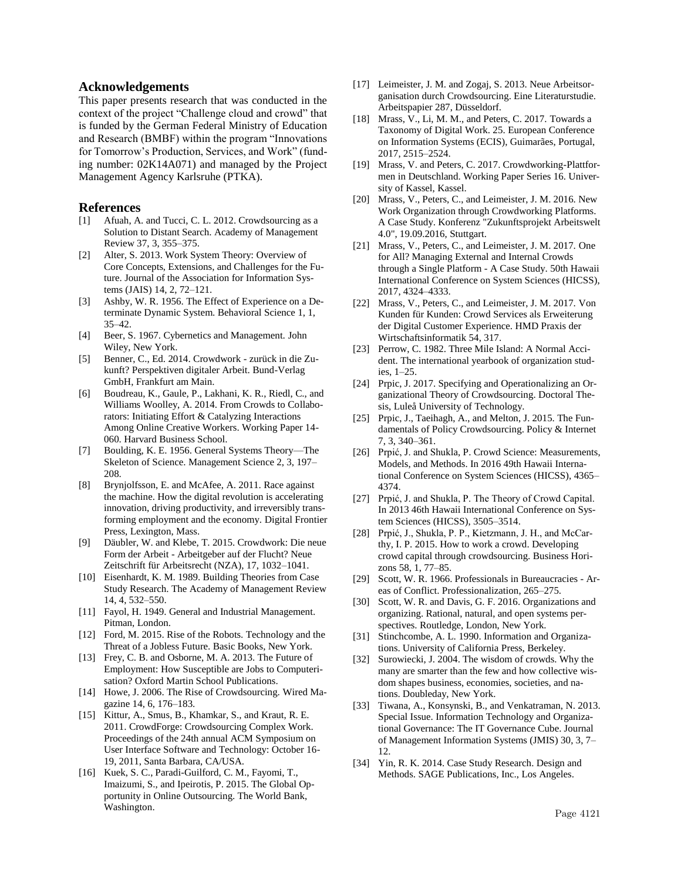## Acknowledgements

This paper presents research that was conducted in the context of the project "Challenge cloud and crowd" that is funded by the German Federal Ministry of Education and Research (BMBF) within the program "Innovations for Tomorrow's Production, Services, and Work" (funding number: 02K14A071) and managed by the Project Management Agency Karlsruhe (PTKA).

## References

[1] Afuah, A. and Tucci, C. L. 2012. Crowdsourcing as a Solution to Distant Search. Academy of Management Review 37, 3, 355–375.

[2] Alter, S. 2013. Work System Theory: Overview of Core Concepts, Extensions, and Challenges for the Future. Journal of the Association for Information Systems (JAIS) 14, 2, 72–121.

[3] Ashby, W. R. 1956. The Effect of Experience on a Determinate Dynamic System. Behavioral Science 1, 1, 35–42.

[4] Beer, S. 1967. Cybernetics and Management. John Wiley, New York.

[5] Benner, C., Ed. 2014. Crowdwork - zurück in die Zukunft? Perspektiven digitaler Arbeit. Bund-Verlag GmbH, Frankfurt am Main.

[6] Boudreau, K., Gaule, P., Lakhani, K. R., Riedl, C., and Williams Woolley, A. 2014. From Crowds to Collaborators: Initiating Effort & Catalyzing Interactions Among Online Creative Workers. Working Paper 14-060. Harvard Business School.

[7] Boulding, K. E. 1956. General Systems Theory—The Skeleton of Science. Management Science 2, 3, 197–208.

[8] Brynjolfsson, E. and McAfee, A. 2011. Race against the machine. How the digital revolution is accelerating innovation, driving productivity, and irreversibly transforming employment and the economy. Digital Frontier Press, Lexington, Mass.

[9] Däubler, W. and Klebe, T. 2015. Crowdwork: Die neue Form der Arbeit - Arbeitgeber auf der Flucht? Neue Zeitschrift für Arbeitsrecht (NZA), 17, 1032–1041.

[10] Eisenhardt, K. M. 1989. Building Theories from Case Study Research. The Academy of Management Review 14, 4, 532–550.

[11] Fayol, H. 1949. General and Industrial Management. Pitman, London.

[12] Ford, M. 2015. Rise of the Robots. Technology and the Threat of a Jobless Future. Basic Books, New York.

[13] Frey, C. B. and Osborne, M. A. 2013. The Future of Employment: How Susceptible are Jobs to Computerisation? Oxford Martin School Publications.

[14] Howe, J. 2006. The Rise of Crowdsourcing. Wired Magazine 14, 6, 176–183.

[15] Kittur, A., Smus, B., Khamkar, S., and Kraut, R. E. 2011. CrowdForge: Crowdsourcing Complex Work. Proceedings of the 24th annual ACM Symposium on User Interface Software and Technology: October 16-19, 2011, Santa Barbara, CA/USA.

[16] Kuek, S. C., Paradi-Guilford, C. M., Fayomi, T., Imaizumi, S., and Ipeirotis, P. 2015. The Global Opportunity in Online Outsourcing. The World Bank, Washington.

[17] Leimeister, J. M. and Zogaj, S. 2013. Neue Arbeitsorganisation durch Crowdsourcing. Eine Literaturstudie. Arbeitspapier 287, Düsseldorf.

[18] Mrass, V., Li, M. M., and Peters, C. 2017. Towards a Taxonomy of Digital Work. 25. European Conference on Information Systems (ECIS), Guimarães, Portugal, 2017, 2515–2524.

[19] Mrass, V. and Peters, C. 2017. Crowdworking-Plattformen in Deutschland. Working Paper Series 16. University of Kassel, Kassel.

[20] Mrass, V., Peters, C., and Leimeister, J. M. 2016. New Work Organization through Crowdworking Platforms. A Case Study. Konferenz "Zukunftsprojekt Arbeitswelt 4.0", 19.09.2016, Stuttgart.

[21] Mrass, V., Peters, C., and Leimeister, J. M. 2017. One for All? Managing External and Internal Crowds through a Single Platform - A Case Study. 50th Hawaii International Conference on System Sciences (HICSS), 2017, 4324–4333.

[22] Mrass, V., Peters, C., and Leimeister, J. M. 2017. Von Kunden für Kunden: Crowd Services als Erweiterung der Digital Customer Experience. HMD Praxis der Wirtschaftsinformatik 54, 317.

[23] Perrow, C. 1982. Three Mile Island: A Normal Accident. The international yearbook of organization studies, 1–25.

[24] Prpic, J. 2017. Specifying and Operationalizing an Organizational Theory of Crowdsourcing. Doctoral Thesis, Luleå University of Technology.

[25] Prpic, J., Taeihagh, A., and Melton, J. 2015. The Fundamentals of Policy Crowdsourcing. Policy & Internet 7, 3, 340–361.

[26] Prpić, J. and Shukla, P. Crowd Science: Measurements, Models, and Methods. In 2016 49th Hawaii International Conference on System Sciences (HICSS), 4365–4374.

[27] Prpić, J. and Shukla, P. The Theory of Crowd Capital. In 2013 46th Hawaii International Conference on System Sciences (HICSS), 3505–3514.

[28] Prpić, J., Shukla, P. P., Kietzmann, J. H., and McCarthy, I. P. 2015. How to work a crowd. Developing crowd capital through crowdsourcing. Business Horizons 58, 1, 77–85.

[29] Scott, W. R. 1966. Professionals in Bureaucracies - Areas of Conflict. Professionalization, 265–275.

[30] Scott, W. R. and Davis, G. F. 2016. Organizations and organizing. Rational, natural, and open systems perspectives. Routledge, London, New York.

[31] Stinchcombe, A. L. 1990. Information and Organizations. University of California Press, Berkeley.

[32] Surowiecki, J. 2004. The wisdom of crowds. Why the many are smarter than the few and how collective wisdom shapes business, economies, societies, and nations. Doubleday, New York.

[33] Tiwana, A., Konsynski, B., and Venkatraman, N. 2013. Special Issue. Information Technology and Organizational Governance: The IT Governance Cube. Journal of Management Information Systems (JMIS) 30, 3, 7–12.

[34] Yin, R. K. 2014. Case Study Research. Design and Methods. SAGE Publications, Inc., Los Angeles.